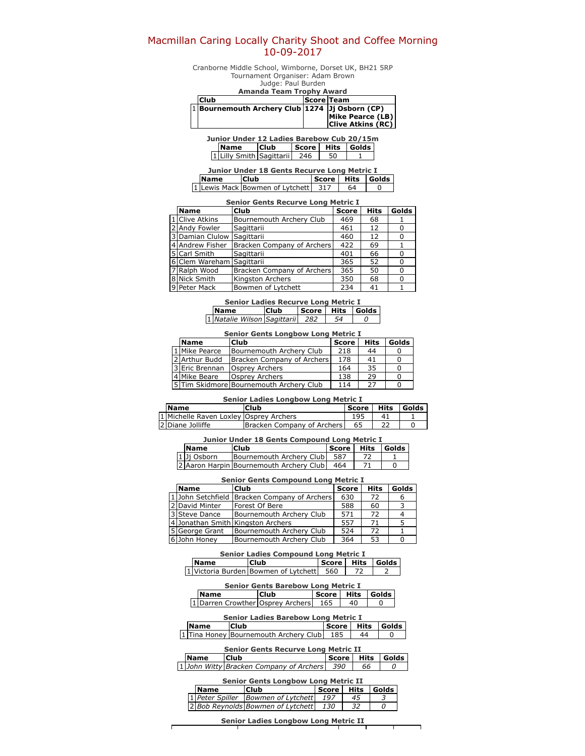# Macmillan Caring Locally Charity Shoot and Coffee Morning
# 10-09-2017

Cranborne Middle School, Wimborne, Dorset UK, BH21 5RP
Tournament Organiser: Adam Brown
Judge: Paul Burden

**Amanda Team Trophy Award**

| | Club | Score | Team |
|---|---|---|---|
| 1 | **Bournemouth Archery Club** | **1274** | **Jj Osborn (CP)**<br>**Mike Pearce (LB)**<br>**Clive Atkins (RC)** |

**Junior Under 12 Ladies Barebow Cub 20/15m**

| | Name | Club | Score | Hits | Golds |
|---|---|---|---|---|---|
| 1 | Lilly Smith | Sagittarii | 246 | 50 | 1 |

**Junior Under 18 Gents Recurve Long Metric I**

| | Name | Club | Score | Hits | Golds |
|---|---|---|---|---|---|
| 1 | Lewis Mack | Bowmen of Lytchett | 317 | 64 | 0 |

**Senior Gents Recurve Long Metric I**

| | Name | Club | Score | Hits | Golds |
|---|---|---|---|---|---|
| 1 | Clive Atkins | Bournemouth Archery Club | 469 | 68 | 1 |
| 2 | Andy Fowler | Sagittarii | 461 | 12 | 0 |
| 3 | Damian Clulow | Sagittarii | 460 | 12 | 0 |
| 4 | Andrew Fisher | Bracken Company of Archers | 422 | 69 | 1 |
| 5 | Carl Smith | Sagittarii | 401 | 66 | 0 |
| 6 | Clem Wareham | Sagittarii | 365 | 52 | 0 |
| 7 | Ralph Wood | Bracken Company of Archers | 365 | 50 | 0 |
| 8 | Nick Smith | Kingston Archers | 350 | 68 | 0 |
| 9 | Peter Mack | Bowmen of Lytchett | 234 | 41 | 1 |

**Senior Ladies Recurve Long Metric I**

| | Name | Club | Score | Hits | Golds |
|---|---|---|---|---|---|
| 1 | *Natalie Wilson* | *Sagittarii* | *282* | *54* | *0* |

**Senior Gents Longbow Long Metric I**

| | Name | Club | Score | Hits | Golds |
|---|---|---|---|---|---|
| 1 | Mike Pearce | Bournemouth Archery Club | 218 | 44 | 0 |
| 2 | Arthur Budd | Bracken Company of Archers | 178 | 41 | 0 |
| 3 | Eric Brennan | Osprey Archers | 164 | 35 | 0 |
| 4 | Mike Beare | Osprey Archers | 138 | 29 | 0 |
| 5 | Tim Skidmore | Bournemouth Archery Club | 114 | 27 | 0 |

**Senior Ladies Longbow Long Metric I**

| | Name | Club | Score | Hits | Golds |
|---|---|---|---|---|---|
| 1 | Michelle Raven Loxley | Osprey Archers | 195 | 41 | 1 |
| 2 | Diane Jolliffe | Bracken Company of Archers | 65 | 22 | 0 |

**Junior Under 18 Gents Compound Long Metric I**

| | Name | Club | Score | Hits | Golds |
|---|---|---|---|---|---|
| 1 | Jj Osborn | Bournemouth Archery Club | 587 | 72 | 1 |
| 2 | Aaron Harpin | Bournemouth Archery Club | 464 | 71 | 0 |

**Senior Gents Compound Long Metric I**

| | Name | Club | Score | Hits | Golds |
|---|---|---|---|---|---|
| 1 | John Setchfield | Bracken Company of Archers | 630 | 72 | 6 |
| 2 | David Minter | Forest Of Bere | 588 | 60 | 3 |
| 3 | Steve Dance | Bournemouth Archery Club | 571 | 72 | 4 |
| 4 | Jonathan Smith | Kingston Archers | 557 | 71 | 5 |
| 5 | George Grant | Bournemouth Archery Club | 524 | 72 | 1 |
| 6 | John Honey | Bournemouth Archery Club | 364 | 53 | 0 |

**Senior Ladies Compound Long Metric I**

| | Name | Club | Score | Hits | Golds |
|---|---|---|---|---|---|
| 1 | Victoria Burden | Bowmen of Lytchett | 560 | 72 | 2 |

**Senior Gents Barebow Long Metric I**

| | Name | Club | Score | Hits | Golds |
|---|---|---|---|---|---|
| 1 | Darren Crowther | Osprey Archers | 165 | 40 | 0 |

**Senior Ladies Barebow Long Metric I**

| | Name | Club | Score | Hits | Golds |
|---|---|---|---|---|---|
| 1 | Tina Honey | Bournemouth Archery Club | 185 | 44 | 0 |

**Senior Gents Recurve Long Metric II**

| | Name | Club | Score | Hits | Golds |
|---|---|---|---|---|---|
| 1 | *John Witty* | *Bracken Company of Archers* | *390* | *66* | *0* |

**Senior Gents Longbow Long Metric II**

| | Name | Club | Score | Hits | Golds |
|---|---|---|---|---|---|
| 1 | *Peter Spiller* | *Bowmen of Lytchett* | *197* | *45* | *3* |
| 2 | *Bob Reynolds* | *Bowmen of Lytchett* | *130* | *32* | *0* |

**Senior Ladies Longbow Long Metric II**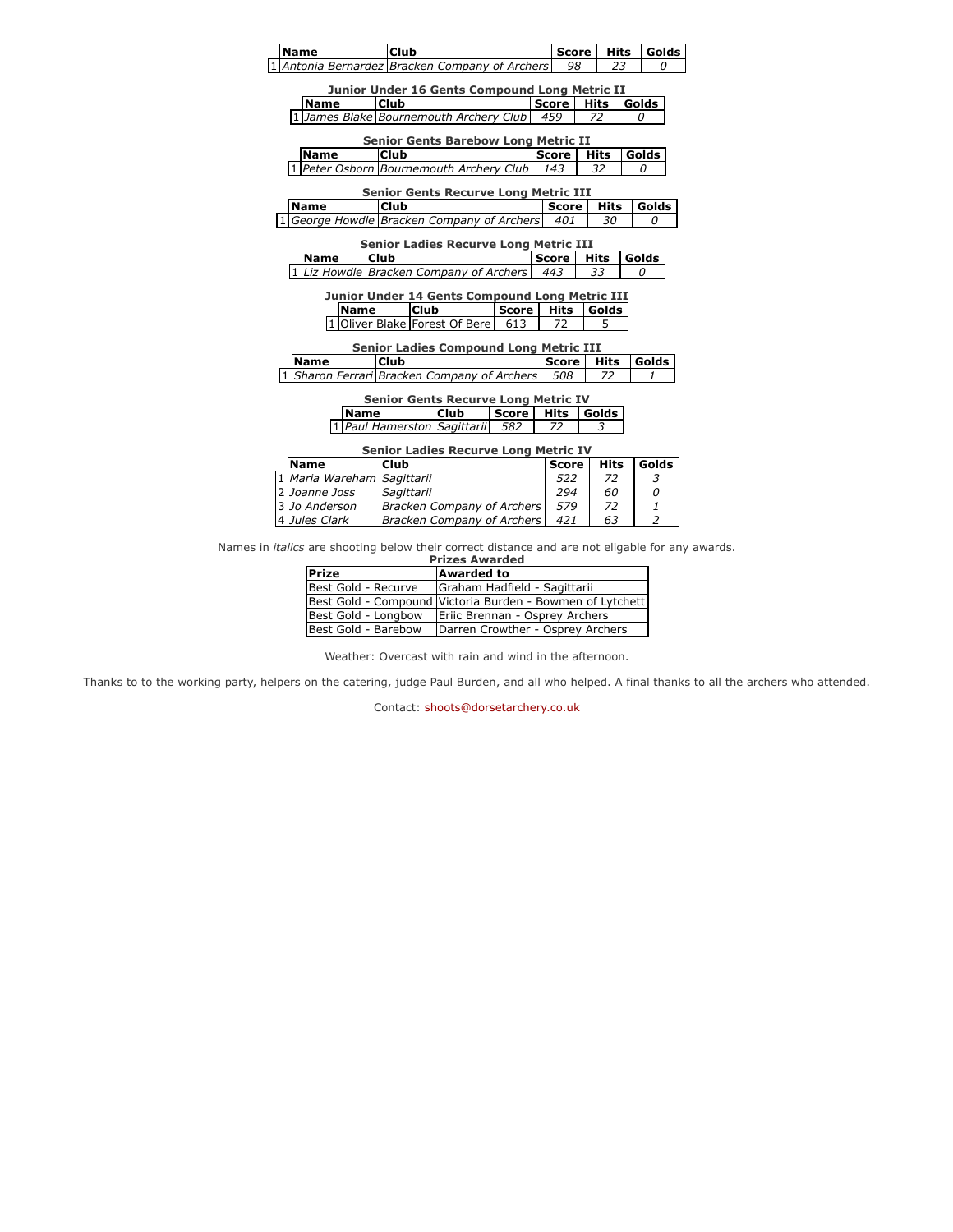| | Name | Club | Score | Hits | Golds |
|---|---|---|---|---|---|
| 1 | *Antonia Bernardez* | *Bracken Company of Archers* | *98* | *23* | *0* |

**Junior Under 16 Gents Compound Long Metric II**

| | Name | Club | Score | Hits | Golds |
|---|---|---|---|---|---|
| 1 | *James Blake* | *Bournemouth Archery Club* | *459* | *72* | *0* |

**Senior Gents Barebow Long Metric II**

| | Name | Club | Score | Hits | Golds |
|---|---|---|---|---|---|
| 1 | *Peter Osborn* | *Bournemouth Archery Club* | *143* | *32* | *0* |

**Senior Gents Recurve Long Metric III**

| | Name | Club | Score | Hits | Golds |
|---|---|---|---|---|---|
| 1 | *George Howdle* | *Bracken Company of Archers* | *401* | *30* | *0* |

**Senior Ladies Recurve Long Metric III**

| | Name | Club | Score | Hits | Golds |
|---|---|---|---|---|---|
| 1 | *Liz Howdle* | *Bracken Company of Archers* | *443* | *33* | *0* |

**Junior Under 14 Gents Compound Long Metric III**

| | Name | Club | Score | Hits | Golds |
|---|---|---|---|---|---|
| 1 | Oliver Blake | Forest Of Bere | 613 | 72 | 5 |

**Senior Ladies Compound Long Metric III**

| | Name | Club | Score | Hits | Golds |
|---|---|---|---|---|---|
| 1 | *Sharon Ferrari* | *Bracken Company of Archers* | *508* | *72* | *1* |

**Senior Gents Recurve Long Metric IV**

| | Name | Club | Score | Hits | Golds |
|---|---|---|---|---|---|
| 1 | *Paul Hamerston* | *Sagittarii* | *582* | *72* | *3* |

**Senior Ladies Recurve Long Metric IV**

| | Name | Club | Score | Hits | Golds |
|---|---|---|---|---|---|
| 1 | *Maria Wareham* | *Sagittarii* | *522* | *72* | *3* |
| 2 | *Joanne Joss* | *Sagittarii* | *294* | *60* | *0* |
| 3 | *Jo Anderson* | *Bracken Company of Archers* | *579* | *72* | *1* |
| 4 | *Jules Clark* | *Bracken Company of Archers* | *421* | *63* | *2* |

Names in *italics* are shooting below their correct distance and are not eligable for any awards.

**Prizes Awarded**

| Prize | Awarded to |
|---|---|
| Best Gold - Recurve | Graham Hadfield - Sagittarii |
| Best Gold - Compound | Victoria Burden - Bowmen of Lytchett |
| Best Gold - Longbow | Eriic Brennan - Osprey Archers |
| Best Gold - Barebow | Darren Crowther - Osprey Archers |

Weather: Overcast with rain and wind in the afternoon.

Thanks to to the working party, helpers on the catering, judge Paul Burden, and all who helped. A final thanks to all the archers who attended.

Contact: shoots@dorsetarchery.co.uk